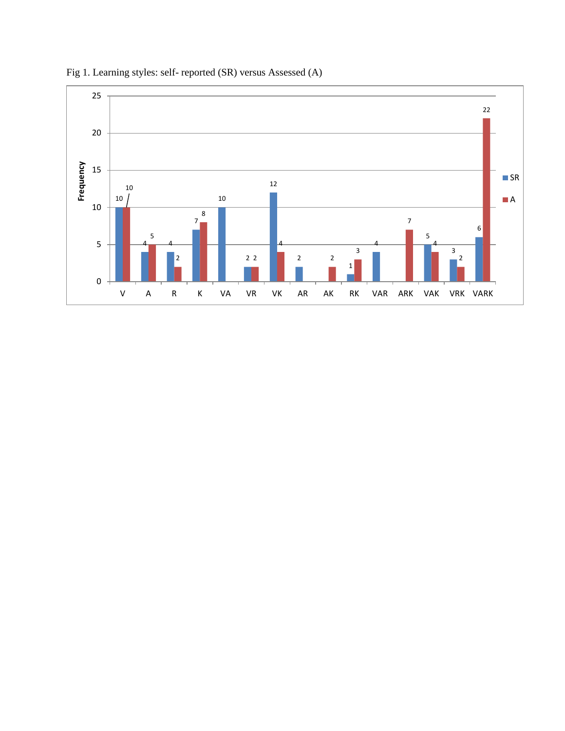Fig 1. Learning styles: self- reported (SR) versus Assessed (A)

| | V | A | R | K | VA | VR | VK | AR | AK | RK | VAR | ARK | VAK | VRK | VARK |
|---|---|---|---|---|---|---|---|---|---|---|---|---|---|---|---|
| SR | 10 | 4 | 4 | 7 | 10 | 2 | 12 | 2 | | 1 | 4 | | 5 | 3 | 6 |
| A | 10 | 5 | 2 | 8 | | 2 | 4 | | 2 | 3 | | 7 | 4 | 2 | 22 |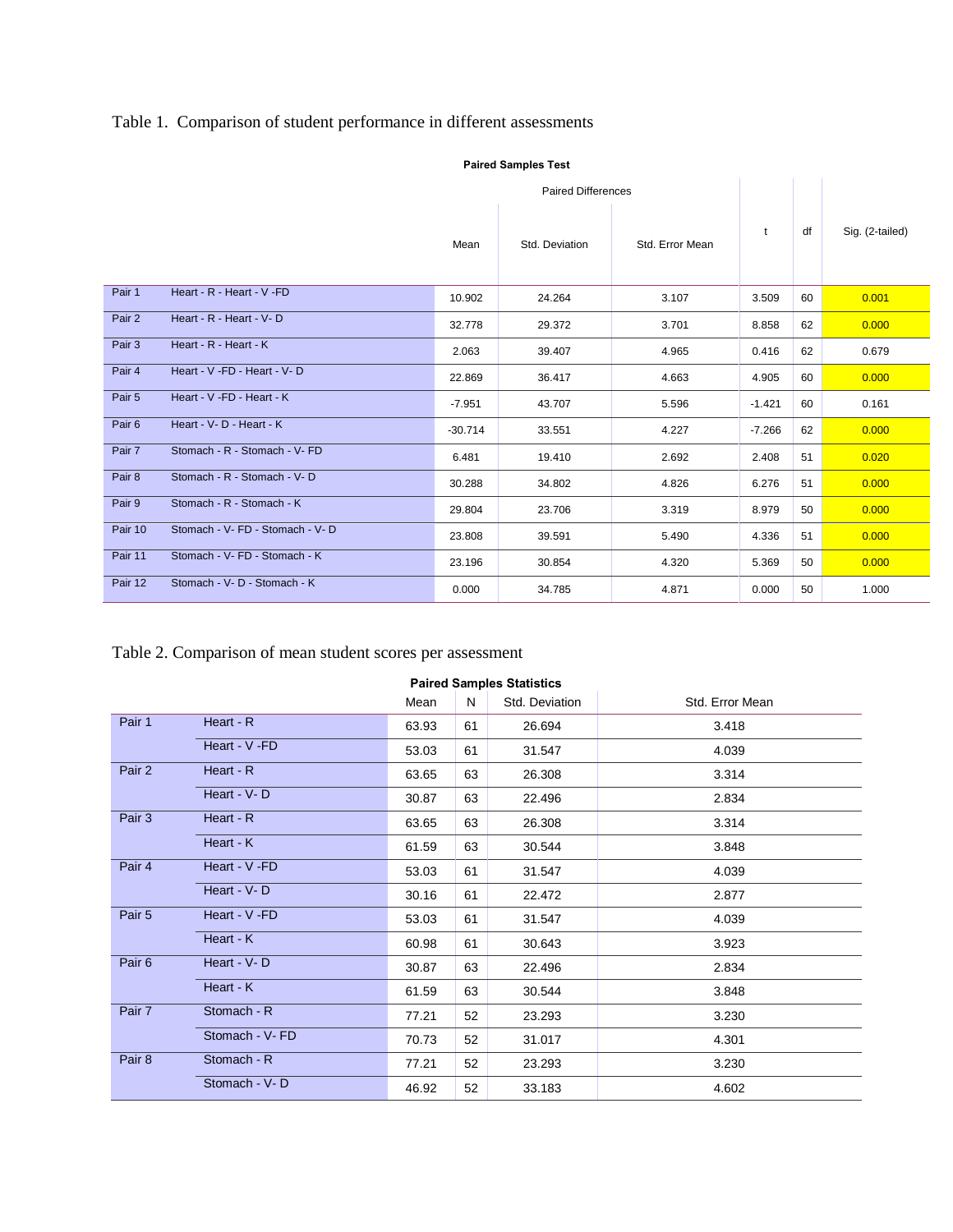Table 1. Comparison of student performance in different assessments

**Paired Samples Test**

| | | Paired Differences | | | t | df | Sig. (2-tailed) |
|---|---|---|---|---|---|---|---|
| | | Mean | Std. Deviation | Std. Error Mean | | | |
| Pair 1 | Heart - R - Heart - V -FD | 10.902 | 24.264 | 3.107 | 3.509 | 60 | 0.001 |
| Pair 2 | Heart - R - Heart - V- D | 32.778 | 29.372 | 3.701 | 8.858 | 62 | 0.000 |
| Pair 3 | Heart - R - Heart - K | 2.063 | 39.407 | 4.965 | 0.416 | 62 | 0.679 |
| Pair 4 | Heart - V -FD - Heart - V- D | 22.869 | 36.417 | 4.663 | 4.905 | 60 | 0.000 |
| Pair 5 | Heart - V -FD - Heart - K | -7.951 | 43.707 | 5.596 | -1.421 | 60 | 0.161 |
| Pair 6 | Heart - V- D - Heart - K | -30.714 | 33.551 | 4.227 | -7.266 | 62 | 0.000 |
| Pair 7 | Stomach - R - Stomach - V- FD | 6.481 | 19.410 | 2.692 | 2.408 | 51 | 0.020 |
| Pair 8 | Stomach - R - Stomach - V- D | 30.288 | 34.802 | 4.826 | 6.276 | 51 | 0.000 |
| Pair 9 | Stomach - R - Stomach - K | 29.804 | 23.706 | 3.319 | 8.979 | 50 | 0.000 |
| Pair 10 | Stomach - V- FD - Stomach - V- D | 23.808 | 39.591 | 5.490 | 4.336 | 51 | 0.000 |
| Pair 11 | Stomach - V- FD - Stomach - K | 23.196 | 30.854 | 4.320 | 5.369 | 50 | 0.000 |
| Pair 12 | Stomach - V- D - Stomach - K | 0.000 | 34.785 | 4.871 | 0.000 | 50 | 1.000 |

Table 2. Comparison of mean student scores per assessment

**Paired Samples Statistics**

| | | Mean | N | Std. Deviation | Std. Error Mean |
|---|---|---|---|---|---|
| Pair 1 | Heart - R | 63.93 | 61 | 26.694 | 3.418 |
| | Heart - V -FD | 53.03 | 61 | 31.547 | 4.039 |
| Pair 2 | Heart - R | 63.65 | 63 | 26.308 | 3.314 |
| | Heart - V- D | 30.87 | 63 | 22.496 | 2.834 |
| Pair 3 | Heart - R | 63.65 | 63 | 26.308 | 3.314 |
| | Heart - K | 61.59 | 63 | 30.544 | 3.848 |
| Pair 4 | Heart - V -FD | 53.03 | 61 | 31.547 | 4.039 |
| | Heart - V- D | 30.16 | 61 | 22.472 | 2.877 |
| Pair 5 | Heart - V -FD | 53.03 | 61 | 31.547 | 4.039 |
| | Heart - K | 60.98 | 61 | 30.643 | 3.923 |
| Pair 6 | Heart - V- D | 30.87 | 63 | 22.496 | 2.834 |
| | Heart - K | 61.59 | 63 | 30.544 | 3.848 |
| Pair 7 | Stomach - R | 77.21 | 52 | 23.293 | 3.230 |
| | Stomach - V- FD | 70.73 | 52 | 31.017 | 4.301 |
| Pair 8 | Stomach - R | 77.21 | 52 | 23.293 | 3.230 |
| | Stomach - V- D | 46.92 | 52 | 33.183 | 4.602 |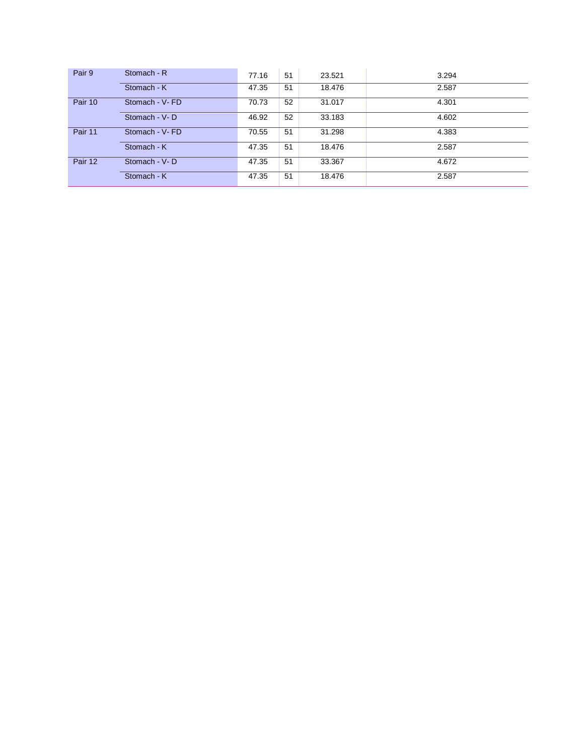| | | | | | |
|---|---|---|---|---|---|
| Pair 9 | Stomach - R | 77.16 | 51 | 23.521 | 3.294 |
| | Stomach - K | 47.35 | 51 | 18.476 | 2.587 |
| Pair 10 | Stomach - V- FD | 70.73 | 52 | 31.017 | 4.301 |
| | Stomach - V- D | 46.92 | 52 | 33.183 | 4.602 |
| Pair 11 | Stomach - V- FD | 70.55 | 51 | 31.298 | 4.383 |
| | Stomach - K | 47.35 | 51 | 18.476 | 2.587 |
| Pair 12 | Stomach - V- D | 47.35 | 51 | 33.367 | 4.672 |
| | Stomach - K | 47.35 | 51 | 18.476 | 2.587 |